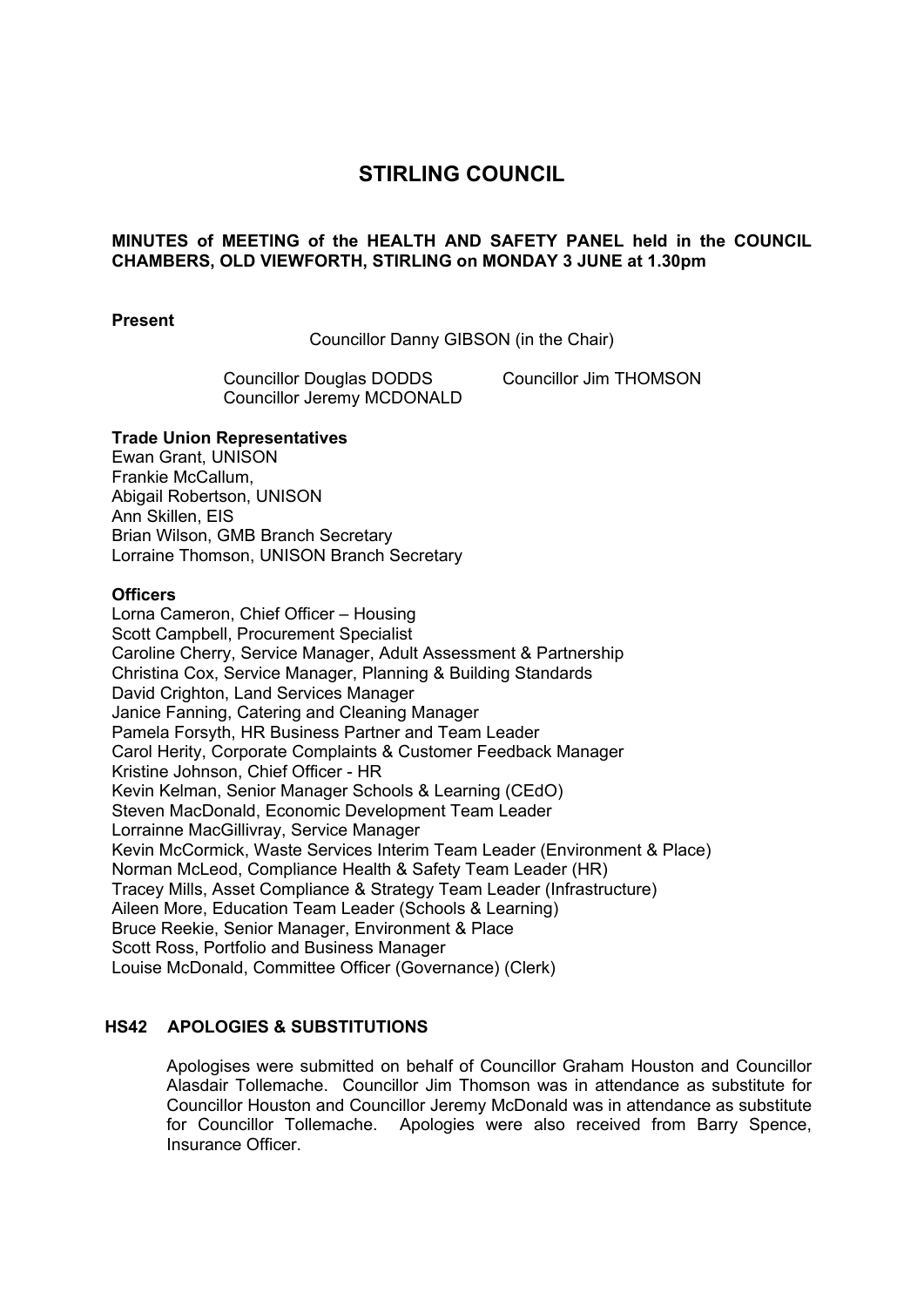# STIRLING COUNCIL

**MINUTES of MEETING of the HEALTH AND SAFETY PANEL held in the COUNCIL CHAMBERS, OLD VIEWFORTH, STIRLING on MONDAY 3 JUNE at 1.30pm**

**Present**

Councillor Danny GIBSON (in the Chair)

Councillor Douglas DODDS
Councillor Jeremy MCDONALD
Councillor Jim THOMSON

**Trade Union Representatives**

Ewan Grant, UNISON
Frankie McCallum,
Abigail Robertson, UNISON
Ann Skillen, EIS
Brian Wilson, GMB Branch Secretary
Lorraine Thomson, UNISON Branch Secretary

**Officers**

Lorna Cameron, Chief Officer – Housing
Scott Campbell, Procurement Specialist
Caroline Cherry, Service Manager, Adult Assessment & Partnership
Christina Cox, Service Manager, Planning & Building Standards
David Crighton, Land Services Manager
Janice Fanning, Catering and Cleaning Manager
Pamela Forsyth, HR Business Partner and Team Leader
Carol Herity, Corporate Complaints & Customer Feedback Manager
Kristine Johnson, Chief Officer - HR
Kevin Kelman, Senior Manager Schools & Learning (CEdO)
Steven MacDonald, Economic Development Team Leader
Lorrainne MacGillivray, Service Manager
Kevin McCormick, Waste Services Interim Team Leader (Environment & Place)
Norman McLeod, Compliance Health & Safety Team Leader (HR)
Tracey Mills, Asset Compliance & Strategy Team Leader (Infrastructure)
Aileen More, Education Team Leader (Schools & Learning)
Bruce Reekie, Senior Manager, Environment & Place
Scott Ross, Portfolio and Business Manager
Louise McDonald, Committee Officer (Governance) (Clerk)

## HS42 APOLOGIES & SUBSTITUTIONS

Apologises were submitted on behalf of Councillor Graham Houston and Councillor Alasdair Tollemache. Councillor Jim Thomson was in attendance as substitute for Councillor Houston and Councillor Jeremy McDonald was in attendance as substitute for Councillor Tollemache. Apologies were also received from Barry Spence, Insurance Officer.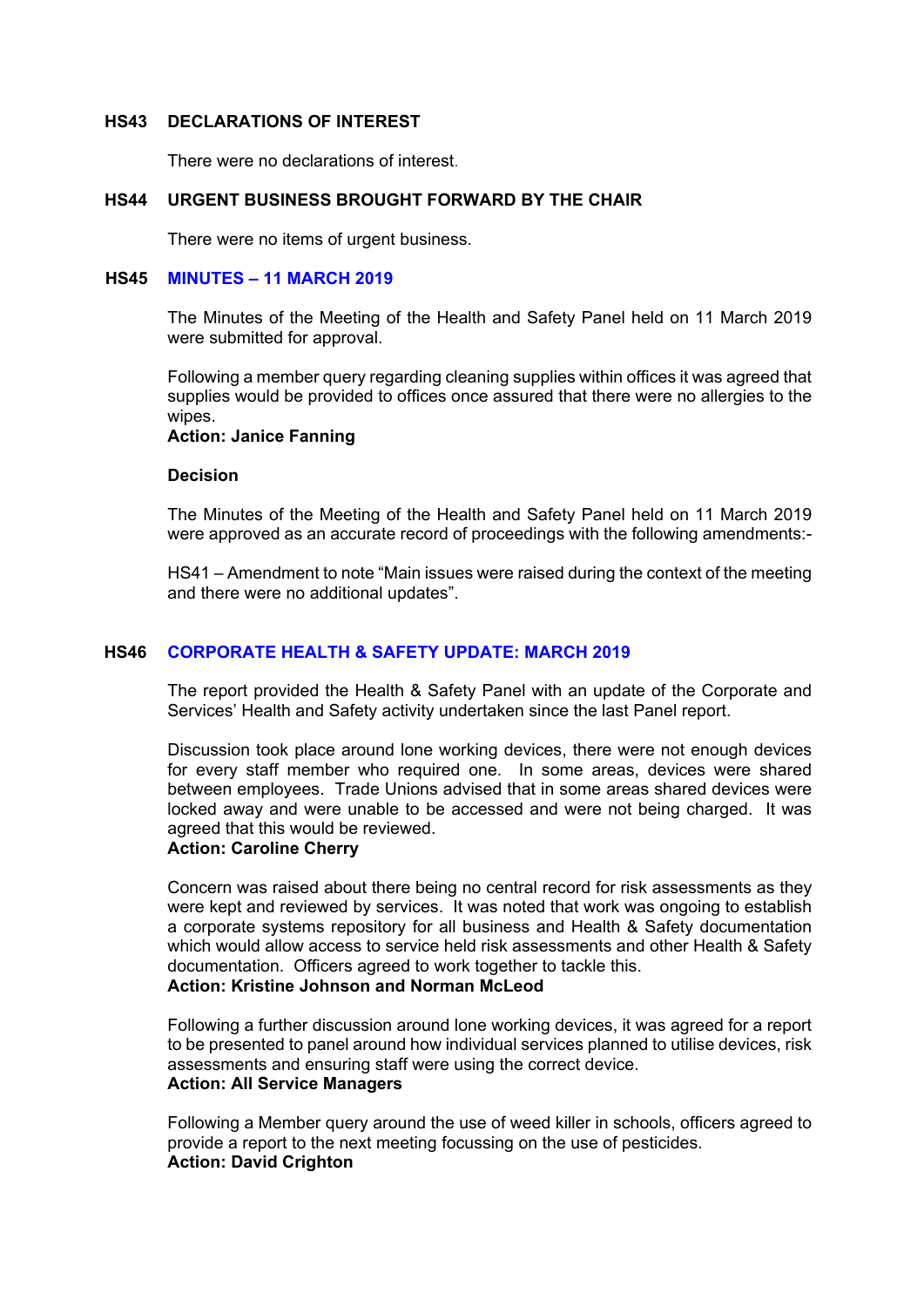## HS43 DECLARATIONS OF INTEREST

There were no declarations of interest.

## HS44 URGENT BUSINESS BROUGHT FORWARD BY THE CHAIR

There were no items of urgent business.

## HS45 MINUTES – 11 MARCH 2019

The Minutes of the Meeting of the Health and Safety Panel held on 11 March 2019 were submitted for approval.

Following a member query regarding cleaning supplies within offices it was agreed that supplies would be provided to offices once assured that there were no allergies to the wipes.
**Action: Janice Fanning**

**Decision**

The Minutes of the Meeting of the Health and Safety Panel held on 11 March 2019 were approved as an accurate record of proceedings with the following amendments:-

HS41 – Amendment to note "Main issues were raised during the context of the meeting and there were no additional updates".

## HS46 CORPORATE HEALTH & SAFETY UPDATE: MARCH 2019

The report provided the Health & Safety Panel with an update of the Corporate and Services' Health and Safety activity undertaken since the last Panel report.

Discussion took place around lone working devices, there were not enough devices for every staff member who required one. In some areas, devices were shared between employees. Trade Unions advised that in some areas shared devices were locked away and were unable to be accessed and were not being charged. It was agreed that this would be reviewed.
**Action: Caroline Cherry**

Concern was raised about there being no central record for risk assessments as they were kept and reviewed by services. It was noted that work was ongoing to establish a corporate systems repository for all business and Health & Safety documentation which would allow access to service held risk assessments and other Health & Safety documentation. Officers agreed to work together to tackle this.
**Action: Kristine Johnson and Norman McLeod**

Following a further discussion around lone working devices, it was agreed for a report to be presented to panel around how individual services planned to utilise devices, risk assessments and ensuring staff were using the correct device.
**Action: All Service Managers**

Following a Member query around the use of weed killer in schools, officers agreed to provide a report to the next meeting focussing on the use of pesticides.
**Action: David Crighton**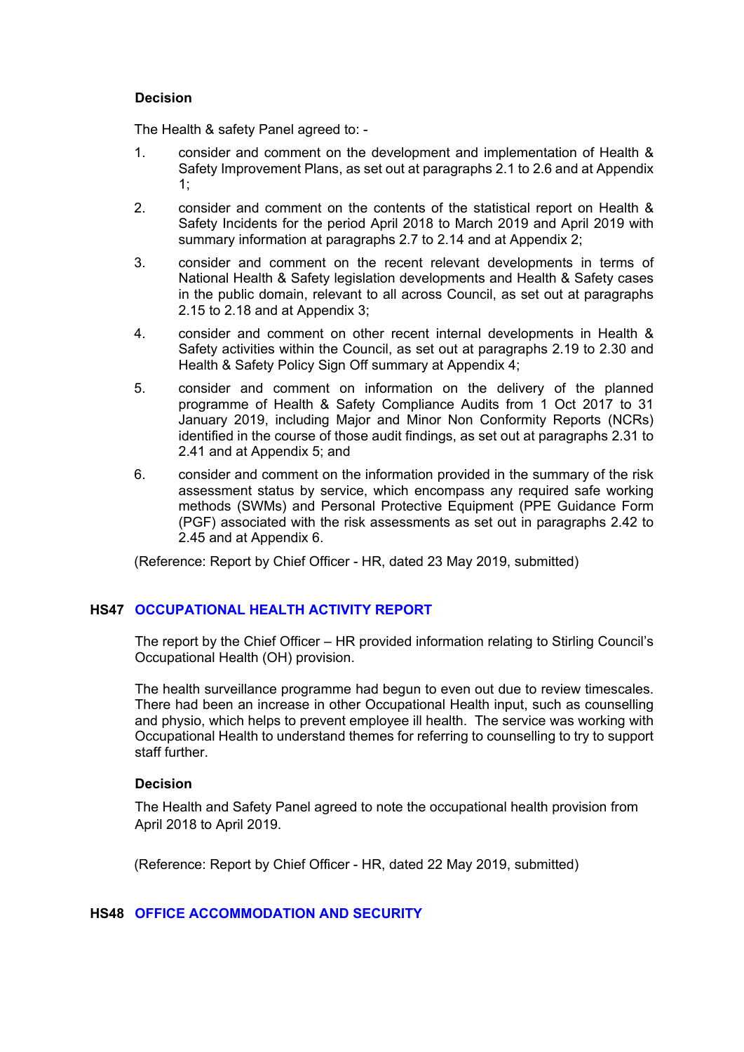**Decision**

The Health & safety Panel agreed to: -

1. consider and comment on the development and implementation of Health & Safety Improvement Plans, as set out at paragraphs 2.1 to 2.6 and at Appendix 1;

2. consider and comment on the contents of the statistical report on Health & Safety Incidents for the period April 2018 to March 2019 and April 2019 with summary information at paragraphs 2.7 to 2.14 and at Appendix 2;

3. consider and comment on the recent relevant developments in terms of National Health & Safety legislation developments and Health & Safety cases in the public domain, relevant to all across Council, as set out at paragraphs 2.15 to 2.18 and at Appendix 3;

4. consider and comment on other recent internal developments in Health & Safety activities within the Council, as set out at paragraphs 2.19 to 2.30 and Health & Safety Policy Sign Off summary at Appendix 4;

5. consider and comment on information on the delivery of the planned programme of Health & Safety Compliance Audits from 1 Oct 2017 to 31 January 2019, including Major and Minor Non Conformity Reports (NCRs) identified in the course of those audit findings, as set out at paragraphs 2.31 to 2.41 and at Appendix 5; and

6. consider and comment on the information provided in the summary of the risk assessment status by service, which encompass any required safe working methods (SWMs) and Personal Protective Equipment (PPE Guidance Form (PGF) associated with the risk assessments as set out in paragraphs 2.42 to 2.45 and at Appendix 6.

(Reference: Report by Chief Officer - HR, dated 23 May 2019, submitted)

## HS47 OCCUPATIONAL HEALTH ACTIVITY REPORT

The report by the Chief Officer – HR provided information relating to Stirling Council's Occupational Health (OH) provision.

The health surveillance programme had begun to even out due to review timescales. There had been an increase in other Occupational Health input, such as counselling and physio, which helps to prevent employee ill health. The service was working with Occupational Health to understand themes for referring to counselling to try to support staff further.

**Decision**

The Health and Safety Panel agreed to note the occupational health provision from April 2018 to April 2019.

(Reference: Report by Chief Officer - HR, dated 22 May 2019, submitted)

## HS48 OFFICE ACCOMMODATION AND SECURITY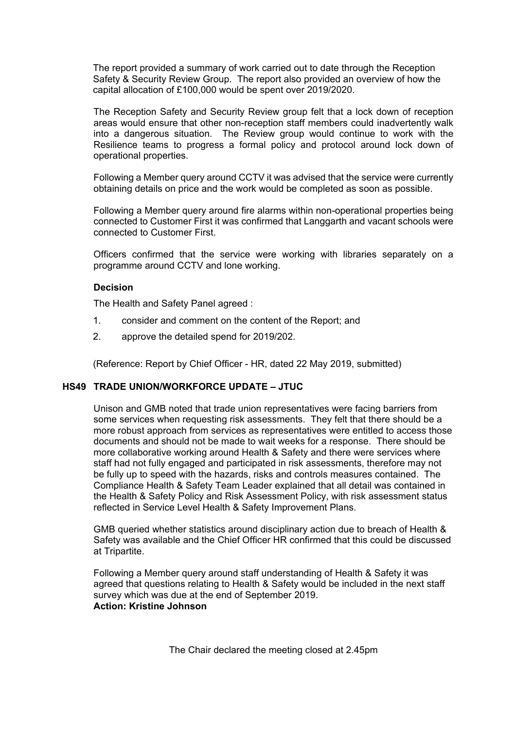The report provided a summary of work carried out to date through the Reception Safety & Security Review Group. The report also provided an overview of how the capital allocation of £100,000 would be spent over 2019/2020.

The Reception Safety and Security Review group felt that a lock down of reception areas would ensure that other non-reception staff members could inadvertently walk into a dangerous situation. The Review group would continue to work with the Resilience teams to progress a formal policy and protocol around lock down of operational properties.

Following a Member query around CCTV it was advised that the service were currently obtaining details on price and the work would be completed as soon as possible.

Following a Member query around fire alarms within non-operational properties being connected to Customer First it was confirmed that Langgarth and vacant schools were connected to Customer First.

Officers confirmed that the service were working with libraries separately on a programme around CCTV and lone working.

**Decision**

The Health and Safety Panel agreed :

1. consider and comment on the content of the Report; and
2. approve the detailed spend for 2019/202.

(Reference: Report by Chief Officer - HR, dated 22 May 2019, submitted)

## HS49 TRADE UNION/WORKFORCE UPDATE – JTUC

Unison and GMB noted that trade union representatives were facing barriers from some services when requesting risk assessments. They felt that there should be a more robust approach from services as representatives were entitled to access those documents and should not be made to wait weeks for a response. There should be more collaborative working around Health & Safety and there were services where staff had not fully engaged and participated in risk assessments, therefore may not be fully up to speed with the hazards, risks and controls measures contained. The Compliance Health & Safety Team Leader explained that all detail was contained in the Health & Safety Policy and Risk Assessment Policy, with risk assessment status reflected in Service Level Health & Safety Improvement Plans.

GMB queried whether statistics around disciplinary action due to breach of Health & Safety was available and the Chief Officer HR confirmed that this could be discussed at Tripartite.

Following a Member query around staff understanding of Health & Safety it was agreed that questions relating to Health & Safety would be included in the next staff survey which was due at the end of September 2019.
**Action: Kristine Johnson**

The Chair declared the meeting closed at 2.45pm